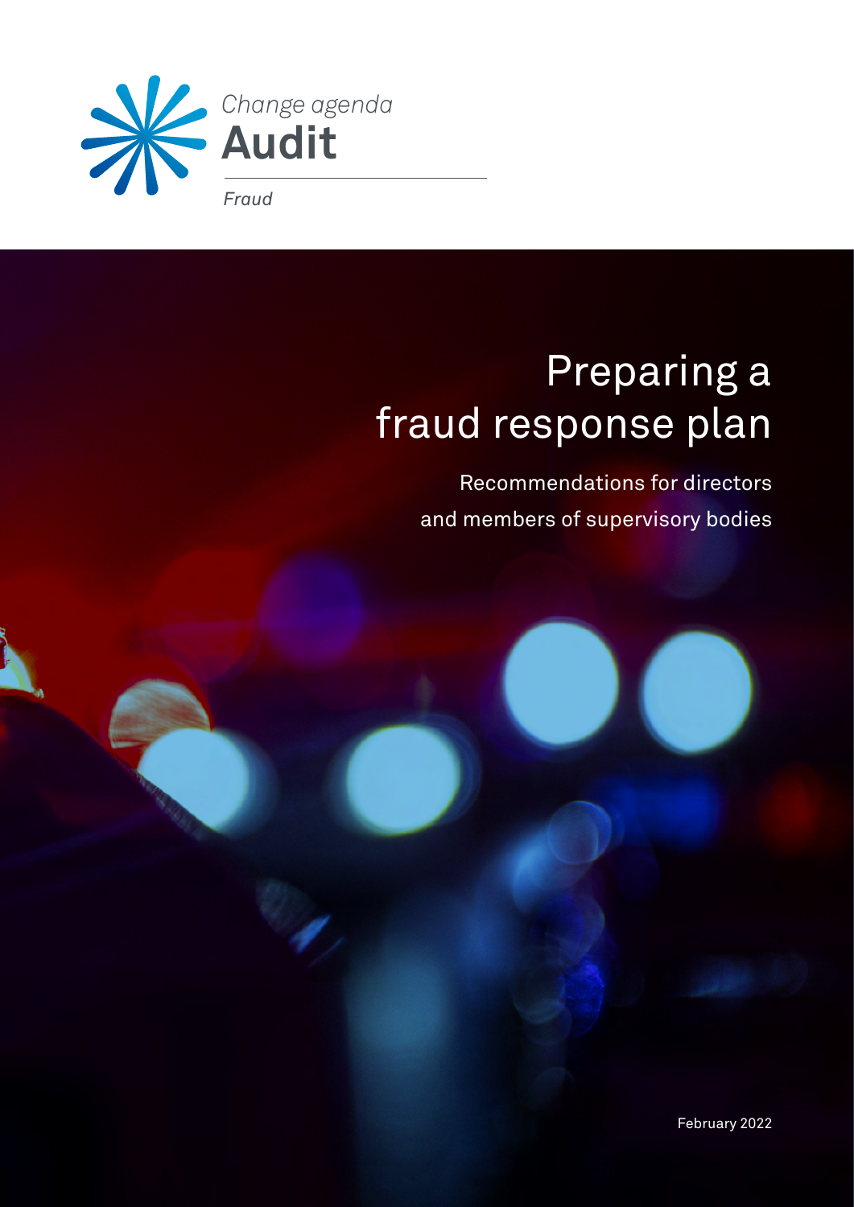*Change agenda*
**Audit**

*Fraud*

# Preparing a fraud response plan

Recommendations for directors and members of supervisory bodies

February 2022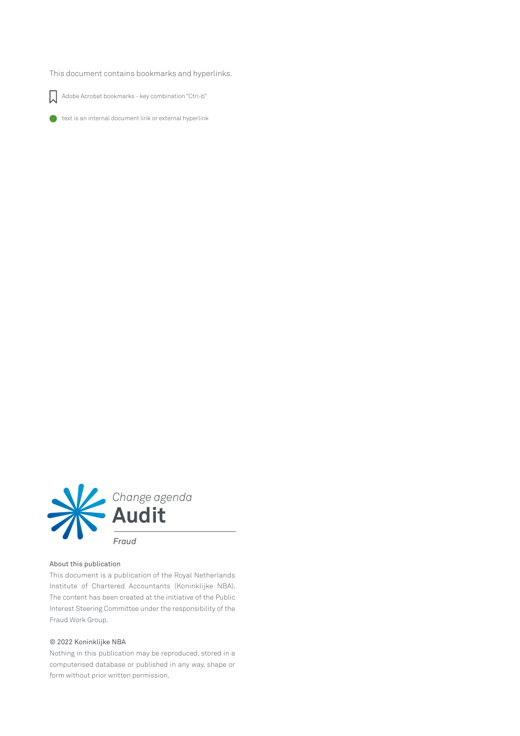This document contains bookmarks and hyperlinks.

Adobe Acrobat bookmarks - key combination “Ctrl-b”

text is an internal document link or external hyperlink

*Change agenda*

**Audit**

*Fraud*

About this publication

This document is a publication of the Royal Netherlands Institute of Chartered Accountants (Koninklijke NBA). The content has been created at the initiative of the Public Interest Steering Committee under the responsibility of the Fraud Work Group.

© 2022 Koninklijke NBA

Nothing in this publication may be reproduced, stored in a computerised database or published in any way, shape or form without prior written permission.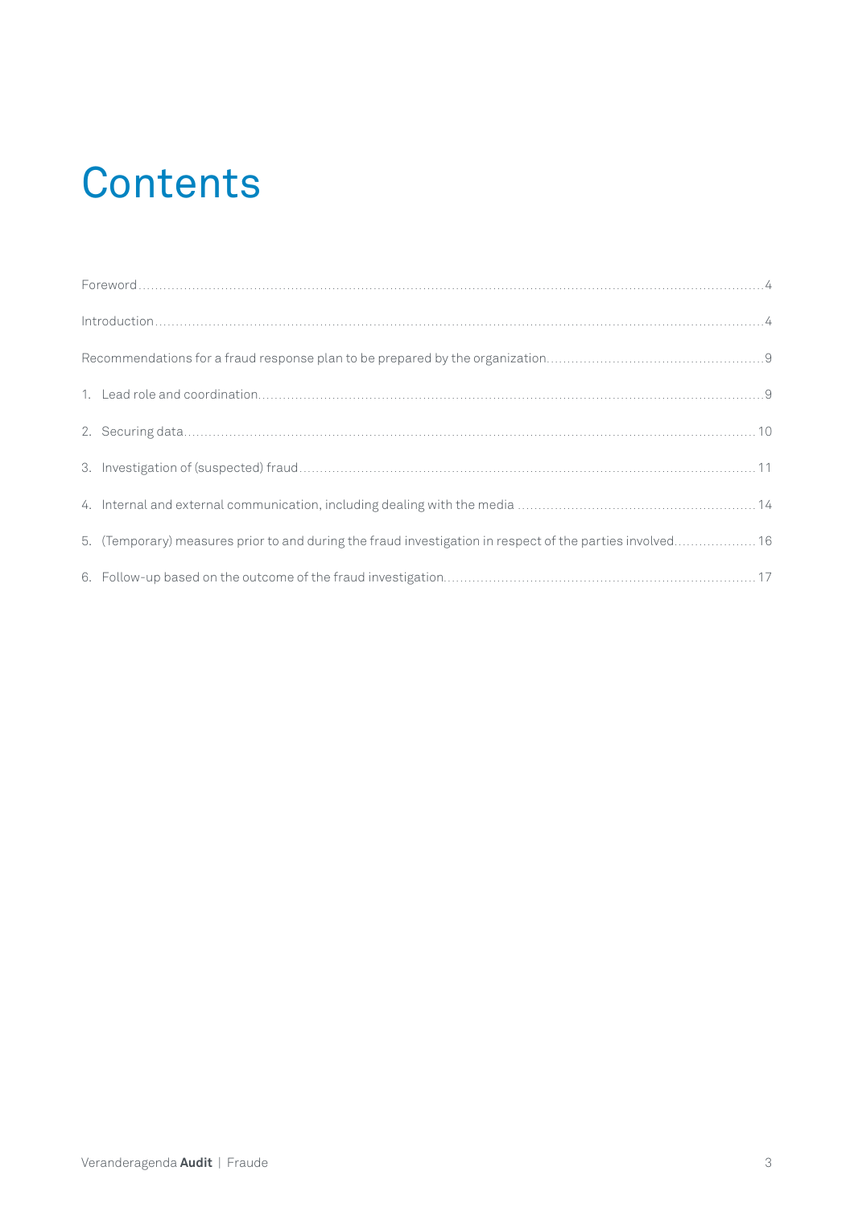# Contents

Foreword ........ 4

Introduction ........ 4

Recommendations for a fraud response plan to be prepared by the organization ........ 9

1. Lead role and coordination ........ 9
2. Securing data ........ 10
3. Investigation of (suspected) fraud ........ 11
4. Internal and external communication, including dealing with the media ........ 14
5. (Temporary) measures prior to and during the fraud investigation in respect of the parties involved ........ 16
6. Follow-up based on the outcome of the fraud investigation ........ 17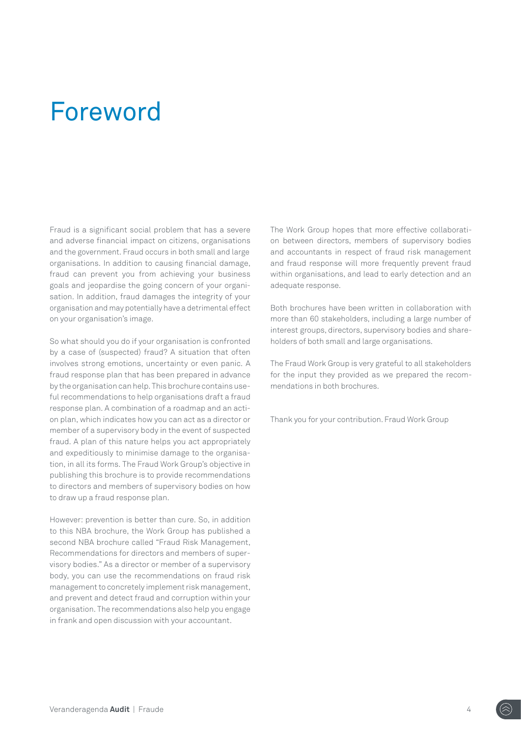# Foreword

Fraud is a significant social problem that has a severe and adverse financial impact on citizens, organisations and the government. Fraud occurs in both small and large organisations. In addition to causing financial damage, fraud can prevent you from achieving your business goals and jeopardise the going concern of your organisation. In addition, fraud damages the integrity of your organisation and may potentially have a detrimental effect on your organisation's image.

So what should you do if your organisation is confronted by a case of (suspected) fraud? A situation that often involves strong emotions, uncertainty or even panic. A fraud response plan that has been prepared in advance by the organisation can help. This brochure contains useful recommendations to help organisations draft a fraud response plan. A combination of a roadmap and an action plan, which indicates how you can act as a director or member of a supervisory body in the event of suspected fraud. A plan of this nature helps you act appropriately and expeditiously to minimise damage to the organisation, in all its forms. The Fraud Work Group's objective in publishing this brochure is to provide recommendations to directors and members of supervisory bodies on how to draw up a fraud response plan.

However: prevention is better than cure. So, in addition to this NBA brochure, the Work Group has published a second NBA brochure called "Fraud Risk Management, Recommendations for directors and members of supervisory bodies." As a director or member of a supervisory body, you can use the recommendations on fraud risk management to concretely implement risk management, and prevent and detect fraud and corruption within your organisation. The recommendations also help you engage in frank and open discussion with your accountant.

The Work Group hopes that more effective collaboration between directors, members of supervisory bodies and accountants in respect of fraud risk management and fraud response will more frequently prevent fraud within organisations, and lead to early detection and an adequate response.

Both brochures have been written in collaboration with more than 60 stakeholders, including a large number of interest groups, directors, supervisory bodies and shareholders of both small and large organisations.

The Fraud Work Group is very grateful to all stakeholders for the input they provided as we prepared the recommendations in both brochures.

Thank you for your contribution. Fraud Work Group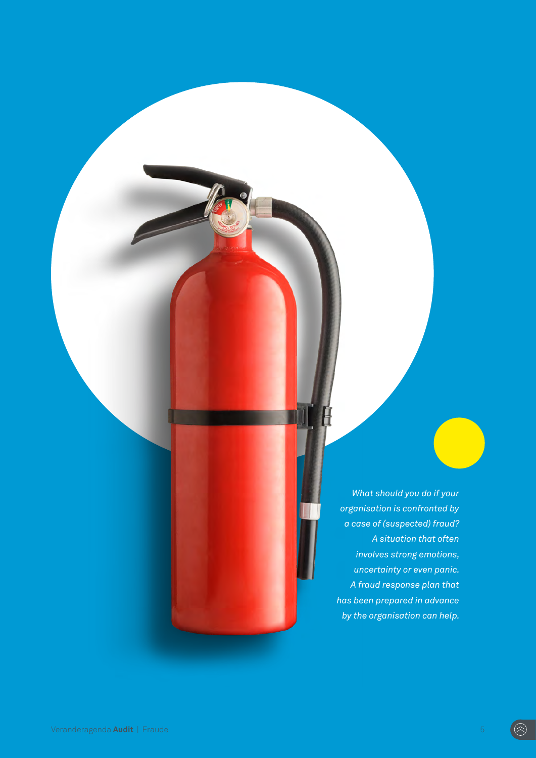*What should you do if your organisation is confronted by a case of (suspected) fraud? A situation that often involves strong emotions, uncertainty or even panic. A fraud response plan that has been prepared in advance by the organisation can help.*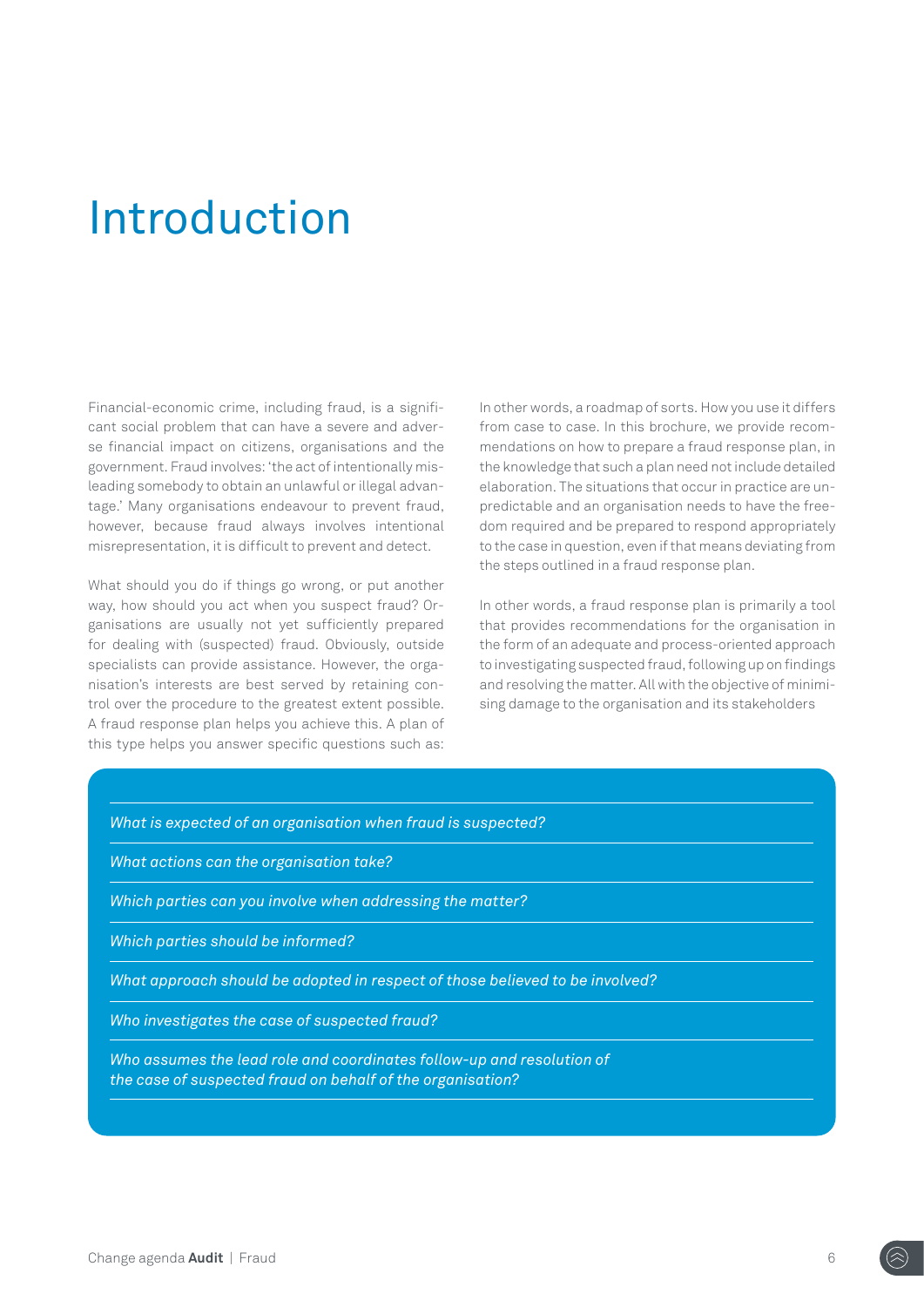# Introduction

Financial-economic crime, including fraud, is a significant social problem that can have a severe and adverse financial impact on citizens, organisations and the government. Fraud involves: 'the act of intentionally misleading somebody to obtain an unlawful or illegal advantage.' Many organisations endeavour to prevent fraud, however, because fraud always involves intentional misrepresentation, it is difficult to prevent and detect.

What should you do if things go wrong, or put another way, how should you act when you suspect fraud? Organisations are usually not yet sufficiently prepared for dealing with (suspected) fraud. Obviously, outside specialists can provide assistance. However, the organisation's interests are best served by retaining control over the procedure to the greatest extent possible. A fraud response plan helps you achieve this. A plan of this type helps you answer specific questions such as:

In other words, a roadmap of sorts. How you use it differs from case to case. In this brochure, we provide recommendations on how to prepare a fraud response plan, in the knowledge that such a plan need not include detailed elaboration. The situations that occur in practice are unpredictable and an organisation needs to have the freedom required and be prepared to respond appropriately to the case in question, even if that means deviating from the steps outlined in a fraud response plan.

In other words, a fraud response plan is primarily a tool that provides recommendations for the organisation in the form of an adequate and process-oriented approach to investigating suspected fraud, following up on findings and resolving the matter. All with the objective of minimising damage to the organisation and its stakeholders

- *What is expected of an organisation when fraud is suspected?*
- *What actions can the organisation take?*
- *Which parties can you involve when addressing the matter?*
- *Which parties should be informed?*
- *What approach should be adopted in respect of those believed to be involved?*
- *Who investigates the case of suspected fraud?*
- *Who assumes the lead role and coordinates follow-up and resolution of the case of suspected fraud on behalf of the organisation?*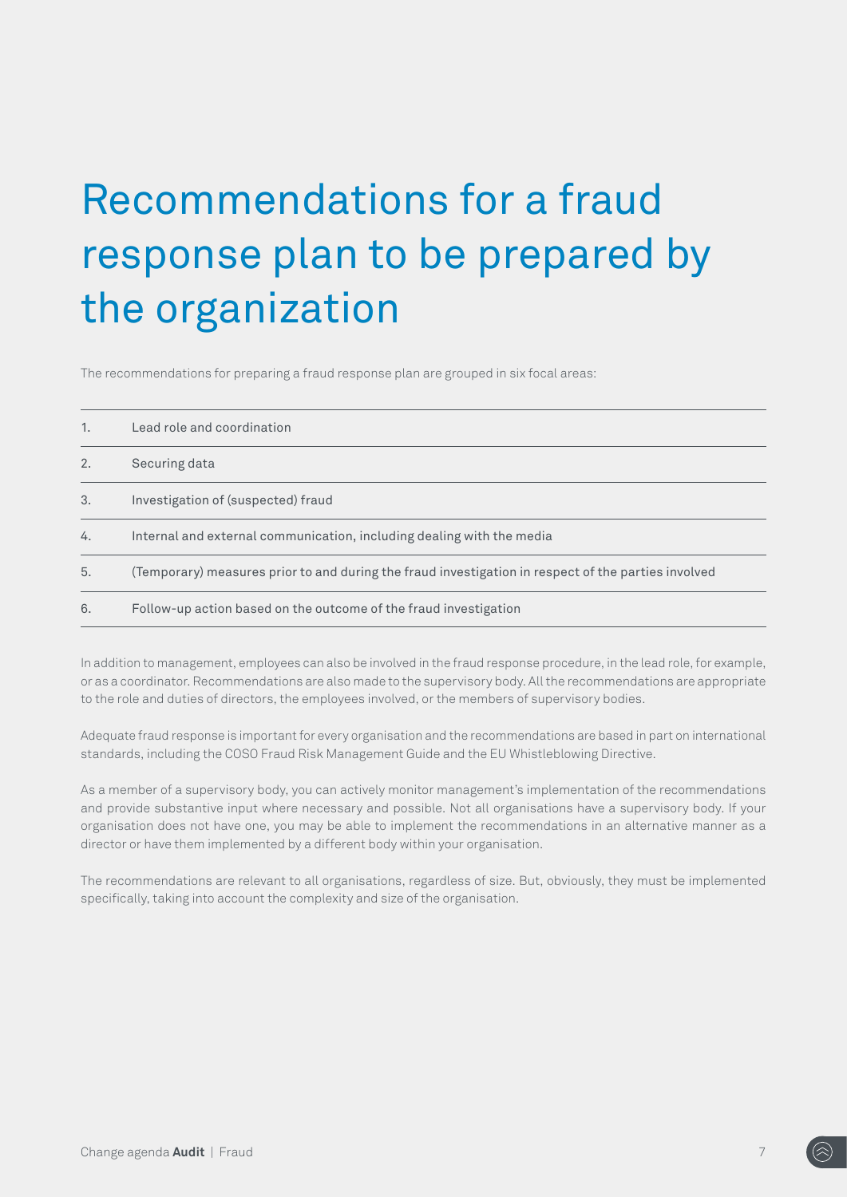# Recommendations for a fraud response plan to be prepared by the organization

The recommendations for preparing a fraud response plan are grouped in six focal areas:

| | |
|---|---|
| 1. | Lead role and coordination |
| 2. | Securing data |
| 3. | Investigation of (suspected) fraud |
| 4. | Internal and external communication, including dealing with the media |
| 5. | (Temporary) measures prior to and during the fraud investigation in respect of the parties involved |
| 6. | Follow-up action based on the outcome of the fraud investigation |

In addition to management, employees can also be involved in the fraud response procedure, in the lead role, for example, or as a coordinator. Recommendations are also made to the supervisory body. All the recommendations are appropriate to the role and duties of directors, the employees involved, or the members of supervisory bodies.

Adequate fraud response is important for every organisation and the recommendations are based in part on international standards, including the COSO Fraud Risk Management Guide and the EU Whistleblowing Directive.

As a member of a supervisory body, you can actively monitor management's implementation of the recommendations and provide substantive input where necessary and possible. Not all organisations have a supervisory body. If your organisation does not have one, you may be able to implement the recommendations in an alternative manner as a director or have them implemented by a different body within your organisation.

The recommendations are relevant to all organisations, regardless of size. But, obviously, they must be implemented specifically, taking into account the complexity and size of the organisation.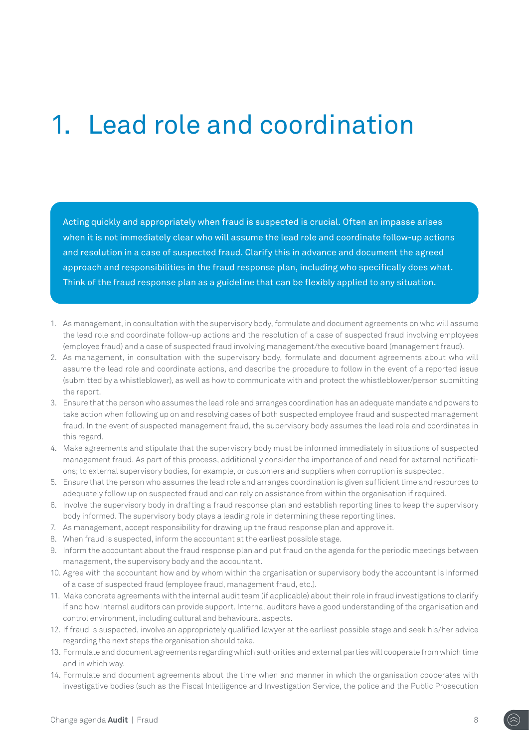# 1. Lead role and coordination

Acting quickly and appropriately when fraud is suspected is crucial. Often an impasse arises when it is not immediately clear who will assume the lead role and coordinate follow-up actions and resolution in a case of suspected fraud. Clarify this in advance and document the agreed approach and responsibilities in the fraud response plan, including who specifically does what. Think of the fraud response plan as a guideline that can be flexibly applied to any situation.

1. As management, in consultation with the supervisory body, formulate and document agreements on who will assume the lead role and coordinate follow-up actions and the resolution of a case of suspected fraud involving employees (employee fraud) and a case of suspected fraud involving management/the executive board (management fraud).
2. As management, in consultation with the supervisory body, formulate and document agreements about who will assume the lead role and coordinate actions, and describe the procedure to follow in the event of a reported issue (submitted by a whistleblower), as well as how to communicate with and protect the whistleblower/person submitting the report.
3. Ensure that the person who assumes the lead role and arranges coordination has an adequate mandate and powers to take action when following up on and resolving cases of both suspected employee fraud and suspected management fraud. In the event of suspected management fraud, the supervisory body assumes the lead role and coordinates in this regard.
4. Make agreements and stipulate that the supervisory body must be informed immediately in situations of suspected management fraud. As part of this process, additionally consider the importance of and need for external notifications; to external supervisory bodies, for example, or customers and suppliers when corruption is suspected.
5. Ensure that the person who assumes the lead role and arranges coordination is given sufficient time and resources to adequately follow up on suspected fraud and can rely on assistance from within the organisation if required.
6. Involve the supervisory body in drafting a fraud response plan and establish reporting lines to keep the supervisory body informed. The supervisory body plays a leading role in determining these reporting lines.
7. As management, accept responsibility for drawing up the fraud response plan and approve it.
8. When fraud is suspected, inform the accountant at the earliest possible stage.
9. Inform the accountant about the fraud response plan and put fraud on the agenda for the periodic meetings between management, the supervisory body and the accountant.
10. Agree with the accountant how and by whom within the organisation or supervisory body the accountant is informed of a case of suspected fraud (employee fraud, management fraud, etc.).
11. Make concrete agreements with the internal audit team (if applicable) about their role in fraud investigations to clarify if and how internal auditors can provide support. Internal auditors have a good understanding of the organisation and control environment, including cultural and behavioural aspects.
12. If fraud is suspected, involve an appropriately qualified lawyer at the earliest possible stage and seek his/her advice regarding the next steps the organisation should take.
13. Formulate and document agreements regarding which authorities and external parties will cooperate from which time and in which way.
14. Formulate and document agreements about the time when and manner in which the organisation cooperates with investigative bodies (such as the Fiscal Intelligence and Investigation Service, the police and the Public Prosecution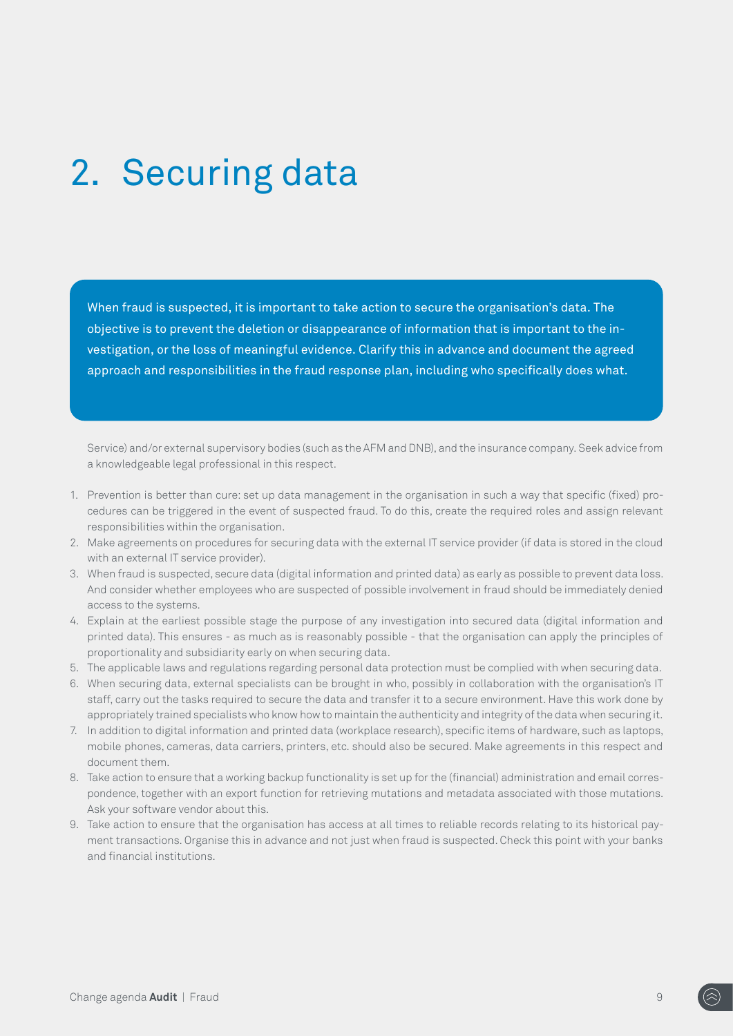# 2. Securing data

When fraud is suspected, it is important to take action to secure the organisation's data. The objective is to prevent the deletion or disappearance of information that is important to the investigation, or the loss of meaningful evidence. Clarify this in advance and document the agreed approach and responsibilities in the fraud response plan, including who specifically does what.

Service) and/or external supervisory bodies (such as the AFM and DNB), and the insurance company. Seek advice from a knowledgeable legal professional in this respect.

1. Prevention is better than cure: set up data management in the organisation in such a way that specific (fixed) procedures can be triggered in the event of suspected fraud. To do this, create the required roles and assign relevant responsibilities within the organisation.
2. Make agreements on procedures for securing data with the external IT service provider (if data is stored in the cloud with an external IT service provider).
3. When fraud is suspected, secure data (digital information and printed data) as early as possible to prevent data loss. And consider whether employees who are suspected of possible involvement in fraud should be immediately denied access to the systems.
4. Explain at the earliest possible stage the purpose of any investigation into secured data (digital information and printed data). This ensures - as much as is reasonably possible - that the organisation can apply the principles of proportionality and subsidiarity early on when securing data.
5. The applicable laws and regulations regarding personal data protection must be complied with when securing data.
6. When securing data, external specialists can be brought in who, possibly in collaboration with the organisation's IT staff, carry out the tasks required to secure the data and transfer it to a secure environment. Have this work done by appropriately trained specialists who know how to maintain the authenticity and integrity of the data when securing it.
7. In addition to digital information and printed data (workplace research), specific items of hardware, such as laptops, mobile phones, cameras, data carriers, printers, etc. should also be secured. Make agreements in this respect and document them.
8. Take action to ensure that a working backup functionality is set up for the (financial) administration and email correspondence, together with an export function for retrieving mutations and metadata associated with those mutations. Ask your software vendor about this.
9. Take action to ensure that the organisation has access at all times to reliable records relating to its historical payment transactions. Organise this in advance and not just when fraud is suspected. Check this point with your banks and financial institutions.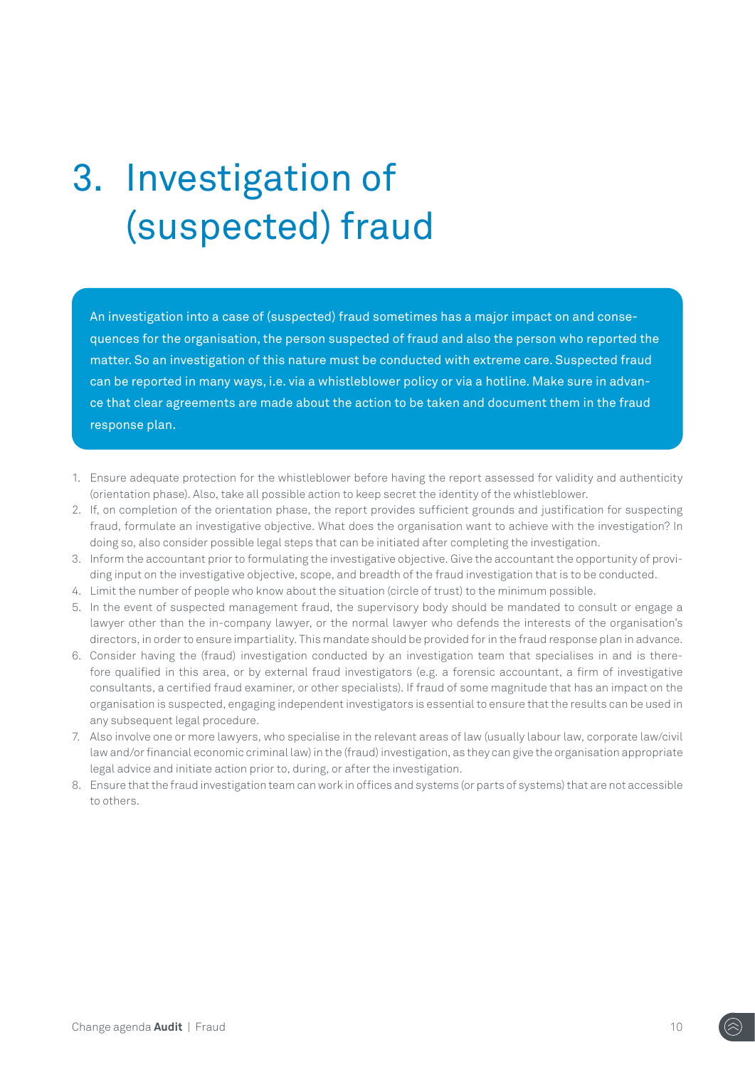# 3. Investigation of (suspected) fraud

An investigation into a case of (suspected) fraud sometimes has a major impact on and consequences for the organisation, the person suspected of fraud and also the person who reported the matter. So an investigation of this nature must be conducted with extreme care. Suspected fraud can be reported in many ways, i.e. via a whistleblower policy or via a hotline. Make sure in advance that clear agreements are made about the action to be taken and document them in the fraud response plan.

1. Ensure adequate protection for the whistleblower before having the report assessed for validity and authenticity (orientation phase). Also, take all possible action to keep secret the identity of the whistleblower.
2. If, on completion of the orientation phase, the report provides sufficient grounds and justification for suspecting fraud, formulate an investigative objective. What does the organisation want to achieve with the investigation? In doing so, also consider possible legal steps that can be initiated after completing the investigation.
3. Inform the accountant prior to formulating the investigative objective. Give the accountant the opportunity of providing input on the investigative objective, scope, and breadth of the fraud investigation that is to be conducted.
4. Limit the number of people who know about the situation (circle of trust) to the minimum possible.
5. In the event of suspected management fraud, the supervisory body should be mandated to consult or engage a lawyer other than the in-company lawyer, or the normal lawyer who defends the interests of the organisation's directors, in order to ensure impartiality. This mandate should be provided for in the fraud response plan in advance.
6. Consider having the (fraud) investigation conducted by an investigation team that specialises in and is therefore qualified in this area, or by external fraud investigators (e.g. a forensic accountant, a firm of investigative consultants, a certified fraud examiner, or other specialists). If fraud of some magnitude that has an impact on the organisation is suspected, engaging independent investigators is essential to ensure that the results can be used in any subsequent legal procedure.
7. Also involve one or more lawyers, who specialise in the relevant areas of law (usually labour law, corporate law/civil law and/or financial economic criminal law) in the (fraud) investigation, as they can give the organisation appropriate legal advice and initiate action prior to, during, or after the investigation.
8. Ensure that the fraud investigation team can work in offices and systems (or parts of systems) that are not accessible to others.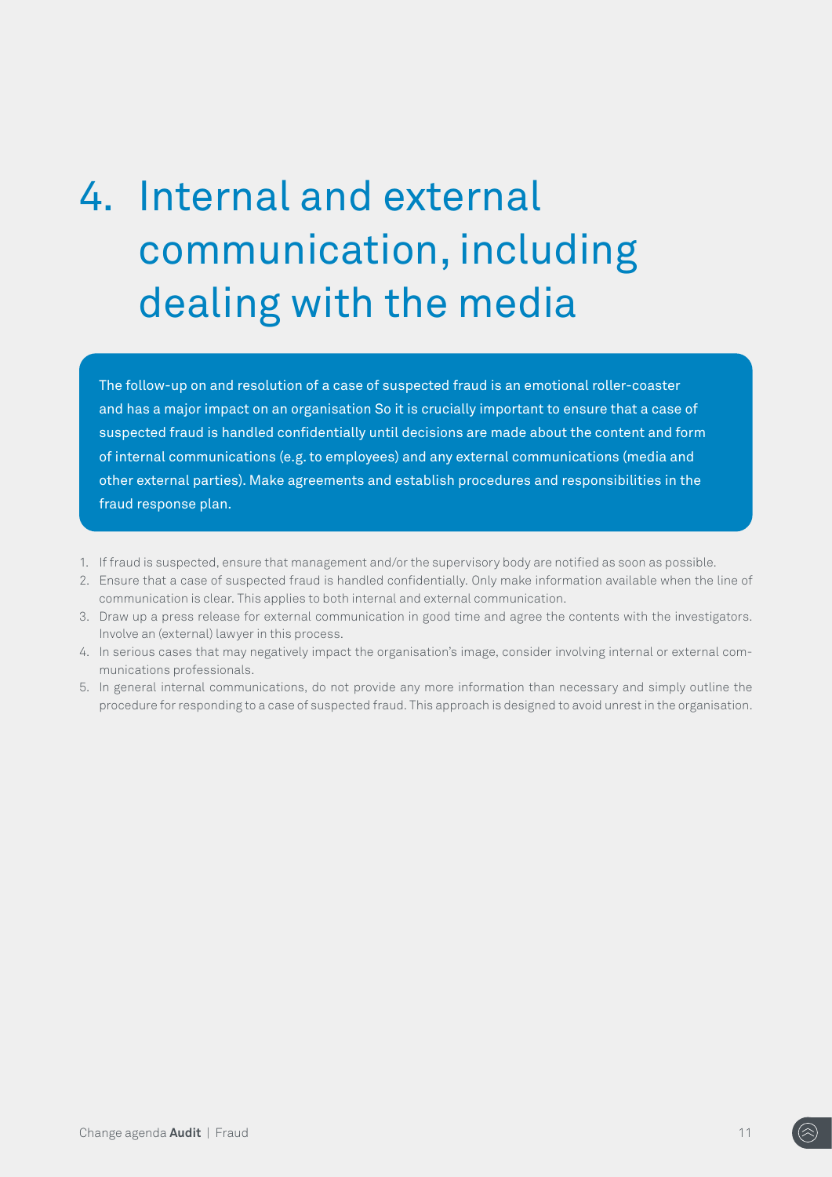# 4. Internal and external communication, including dealing with the media

The follow-up on and resolution of a case of suspected fraud is an emotional roller-coaster and has a major impact on an organisation So it is crucially important to ensure that a case of suspected fraud is handled confidentially until decisions are made about the content and form of internal communications (e.g. to employees) and any external communications (media and other external parties). Make agreements and establish procedures and responsibilities in the fraud response plan.

1. If fraud is suspected, ensure that management and/or the supervisory body are notified as soon as possible.
2. Ensure that a case of suspected fraud is handled confidentially. Only make information available when the line of communication is clear. This applies to both internal and external communication.
3. Draw up a press release for external communication in good time and agree the contents with the investigators. Involve an (external) lawyer in this process.
4. In serious cases that may negatively impact the organisation's image, consider involving internal or external communications professionals.
5. In general internal communications, do not provide any more information than necessary and simply outline the procedure for responding to a case of suspected fraud. This approach is designed to avoid unrest in the organisation.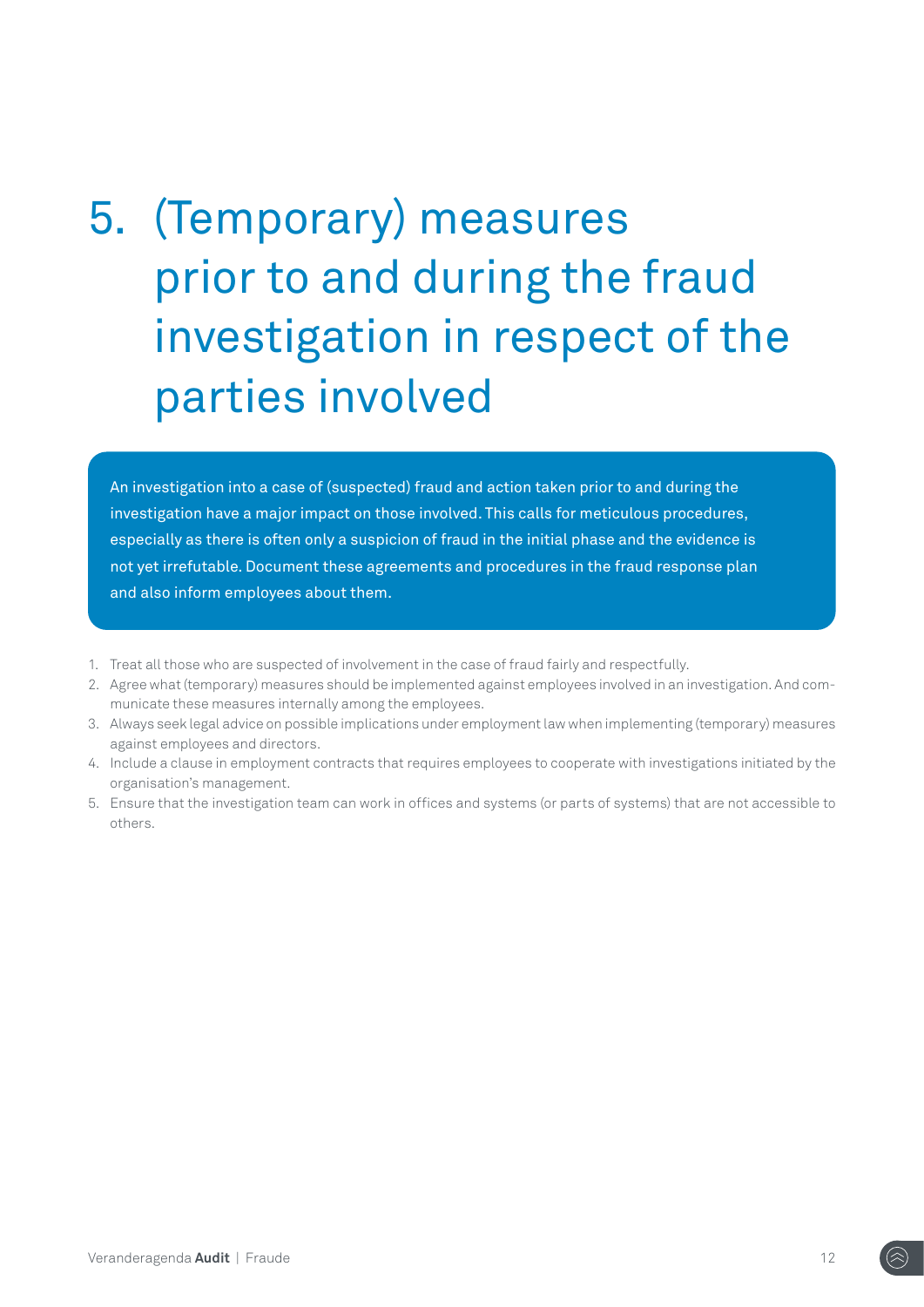# 5. (Temporary) measures prior to and during the fraud investigation in respect of the parties involved

An investigation into a case of (suspected) fraud and action taken prior to and during the investigation have a major impact on those involved. This calls for meticulous procedures, especially as there is often only a suspicion of fraud in the initial phase and the evidence is not yet irrefutable. Document these agreements and procedures in the fraud response plan and also inform employees about them.

1. Treat all those who are suspected of involvement in the case of fraud fairly and respectfully.
2. Agree what (temporary) measures should be implemented against employees involved in an investigation. And communicate these measures internally among the employees.
3. Always seek legal advice on possible implications under employment law when implementing (temporary) measures against employees and directors.
4. Include a clause in employment contracts that requires employees to cooperate with investigations initiated by the organisation's management.
5. Ensure that the investigation team can work in offices and systems (or parts of systems) that are not accessible to others.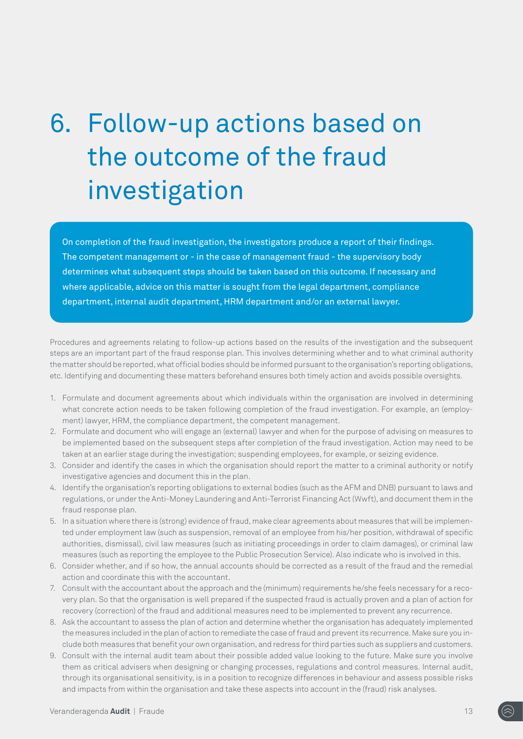# 6. Follow-up actions based on the outcome of the fraud investigation

On completion of the fraud investigation, the investigators produce a report of their findings. The competent management or - in the case of management fraud - the supervisory body determines what subsequent steps should be taken based on this outcome. If necessary and where applicable, advice on this matter is sought from the legal department, compliance department, internal audit department, HRM department and/or an external lawyer.

Procedures and agreements relating to follow-up actions based on the results of the investigation and the subsequent steps are an important part of the fraud response plan. This involves determining whether and to what criminal authority the matter should be reported, what official bodies should be informed pursuant to the organisation's reporting obligations, etc. Identifying and documenting these matters beforehand ensures both timely action and avoids possible oversights.

1. Formulate and document agreements about which individuals within the organisation are involved in determining what concrete action needs to be taken following completion of the fraud investigation. For example, an (employment) lawyer, HRM, the compliance department, the competent management.
2. Formulate and document who will engage an (external) lawyer and when for the purpose of advising on measures to be implemented based on the subsequent steps after completion of the fraud investigation. Action may need to be taken at an earlier stage during the investigation; suspending employees, for example, or seizing evidence.
3. Consider and identify the cases in which the organisation should report the matter to a criminal authority or notify investigative agencies and document this in the plan.
4. Identify the organisation's reporting obligations to external bodies (such as the AFM and DNB) pursuant to laws and regulations, or under the Anti-Money Laundering and Anti-Terrorist Financing Act (Wwft), and document them in the fraud response plan.
5. In a situation where there is (strong) evidence of fraud, make clear agreements about measures that will be implemented under employment law (such as suspension, removal of an employee from his/her position, withdrawal of specific authorities, dismissal), civil law measures (such as initiating proceedings in order to claim damages), or criminal law measures (such as reporting the employee to the Public Prosecution Service). Also indicate who is involved in this.
6. Consider whether, and if so how, the annual accounts should be corrected as a result of the fraud and the remedial action and coordinate this with the accountant.
7. Consult with the accountant about the approach and the (minimum) requirements he/she feels necessary for a recovery plan. So that the organisation is well prepared if the suspected fraud is actually proven and a plan of action for recovery (correction) of the fraud and additional measures need to be implemented to prevent any recurrence.
8. Ask the accountant to assess the plan of action and determine whether the organisation has adequately implemented the measures included in the plan of action to remediate the case of fraud and prevent its recurrence. Make sure you include both measures that benefit your own organisation, and redress for third parties such as suppliers and customers.
9. Consult with the internal audit team about their possible added value looking to the future. Make sure you involve them as critical advisers when designing or changing processes, regulations and control measures. Internal audit, through its organisational sensitivity, is in a position to recognize differences in behaviour and assess possible risks and impacts from within the organisation and take these aspects into account in the (fraud) risk analyses.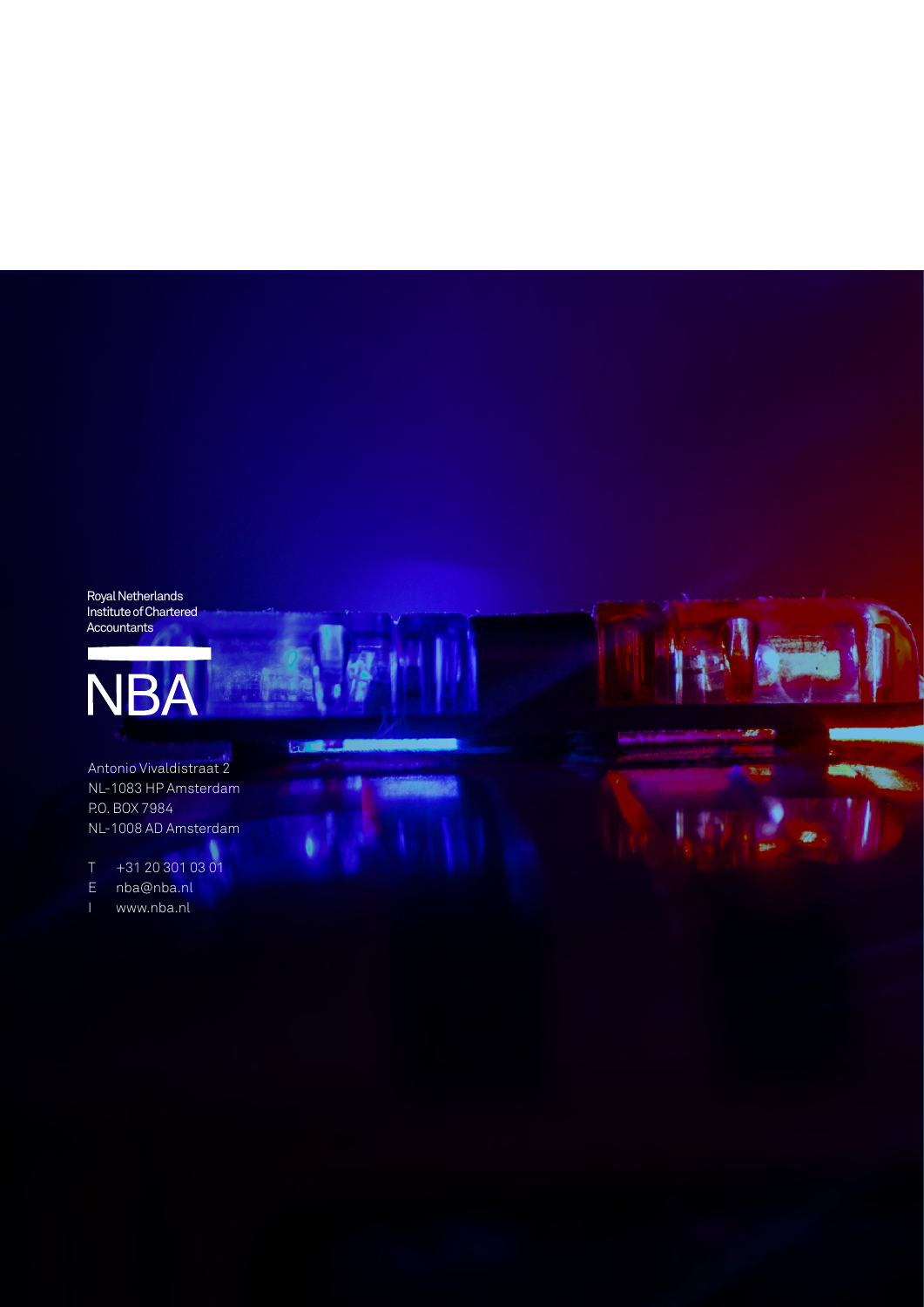Royal Netherlands
Institute of Chartered
Accountants

NBA

Antonio Vivaldistraat 2
NL-1083 HP Amsterdam
P.O. BOX 7984
NL-1008 AD Amsterdam

T +31 20 301 03 01
E nba@nba.nl
I www.nba.nl